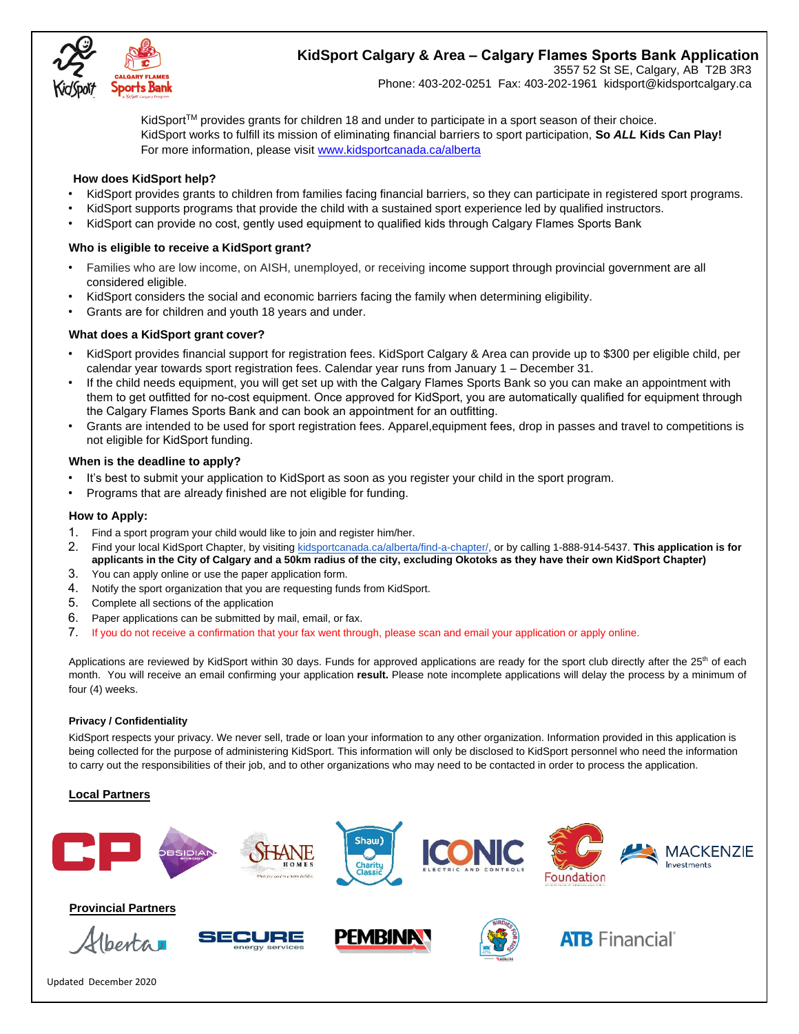# KidSport Calgary & Area – Calgary Flames Sports Bank Application

3557 52 St SE, Calgary, AB T2B 3R3
Phone: 403-202-0251 Fax: 403-202-1961 kidsport@kidsportcalgary.ca

KidSport™ provides grants for children 18 and under to participate in a sport season of their choice.
KidSport works to fulfill its mission of eliminating financial barriers to sport participation, **So *ALL* Kids Can Play!**
For more information, please visit www.kidsportcanada.ca/alberta

### How does KidSport help?

- KidSport provides grants to children from families facing financial barriers, so they can participate in registered sport programs.
- KidSport supports programs that provide the child with a sustained sport experience led by qualified instructors.
- KidSport can provide no cost, gently used equipment to qualified kids through Calgary Flames Sports Bank

### Who is eligible to receive a KidSport grant?

- Families who are low income, on AISH, unemployed, or receiving income support through provincial government are all considered eligible.
- KidSport considers the social and economic barriers facing the family when determining eligibility.
- Grants are for children and youth 18 years and under.

### What does a KidSport grant cover?

- KidSport provides financial support for registration fees. KidSport Calgary & Area can provide up to $300 per eligible child, per calendar year towards sport registration fees. Calendar year runs from January 1 – December 31.
- If the child needs equipment, you will get set up with the Calgary Flames Sports Bank so you can make an appointment with them to get outfitted for no-cost equipment. Once approved for KidSport, you are automatically qualified for equipment through the Calgary Flames Sports Bank and can book an appointment for an outfitting.
- Grants are intended to be used for sport registration fees. Apparel,equipment fees, drop in passes and travel to competitions is not eligible for KidSport funding.

### When is the deadline to apply?

- It's best to submit your application to KidSport as soon as you register your child in the sport program.
- Programs that are already finished are not eligible for funding.

### How to Apply:

1. Find a sport program your child would like to join and register him/her.
2. Find your local KidSport Chapter, by visiting kidsportcanada.ca/alberta/find-a-chapter/, or by calling 1-888-914-5437. **This application is for applicants in the City of Calgary and a 50km radius of the city, excluding Okotoks as they have their own KidSport Chapter)**
3. You can apply online or use the paper application form.
4. Notify the sport organization that you are requesting funds from KidSport.
5. Complete all sections of the application
6. Paper applications can be submitted by mail, email, or fax.
7. If you do not receive a confirmation that your fax went through, please scan and email your application or apply online.

Applications are reviewed by KidSport within 30 days. Funds for approved applications are ready for the sport club directly after the 25th of each month. You will receive an email confirming your application **result.** Please note incomplete applications will delay the process by a minimum of four (4) weeks.

#### Privacy / Confidentiality

KidSport respects your privacy. We never sell, trade or loan your information to any other organization. Information provided in this application is being collected for the purpose of administering KidSport. This information will only be disclosed to KidSport personnel who need the information to carry out the responsibilities of their job, and to other organizations who may need to be contacted in order to process the application.

**Local Partners**

CP, Obsidian Energy, Shane Homes, Shaw Charity Classic, Iconic Electric and Controls, Flames Foundation, Mackenzie Investments

**Provincial Partners**

Alberta, Secure Energy Services, Pembina, Birdies for Kids, ATB Financial

Updated December 2020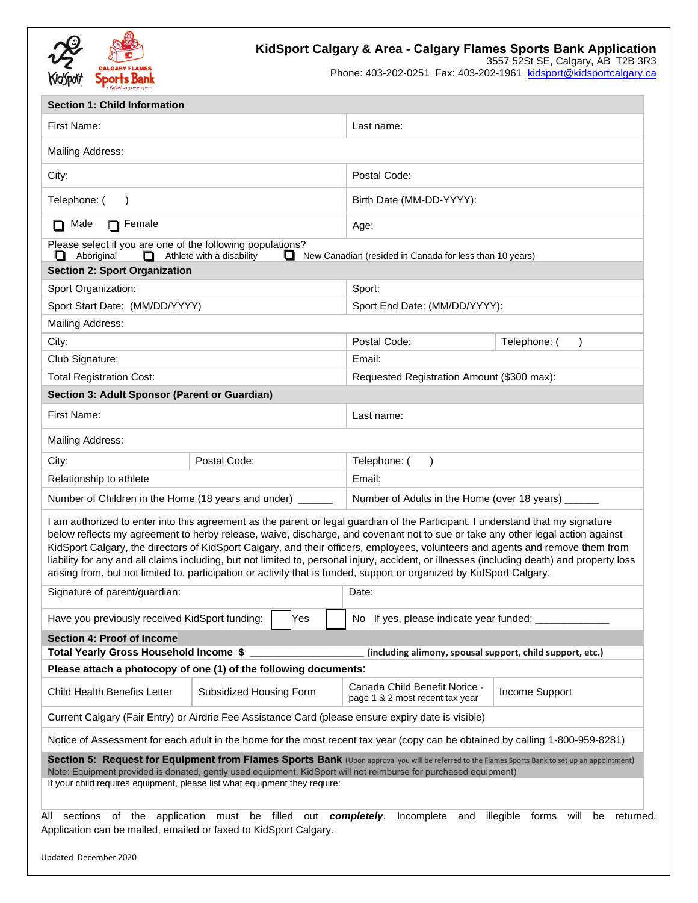# KidSport Calgary & Area - Calgary Flames Sports Bank Application

3557 52St SE, Calgary, AB T2B 3R3
Phone: 403-202-0251 Fax: 403-202-1961 kidsport@kidsportcalgary.ca

| | |
|---|---|
| **Section 1: Child Information** | |
| First Name: | Last name: |
| Mailing Address: | |
| City: | Postal Code: |
| Telephone: ( ) | Birth Date (MM-DD-YYYY): |
| ☐ Male ☐ Female | Age: |
| Please select if you are one of the following populations? ☐ Aboriginal ☐ Athlete with a disability ☐ New Canadian (resided in Canada for less than 10 years) | |

| | | |
|---|---|---|
| **Section 2: Sport Organization** | | |
| Sport Organization: | Sport: | |
| Sport Start Date: (MM/DD/YYYY) | Sport End Date: (MM/DD/YYYY): | |
| Mailing Address: | | |
| City: | Postal Code: | Telephone: ( ) |
| Club Signature: | Email: | |
| Total Registration Cost: | Requested Registration Amount ($300 max): | |

| | | |
|---|---|---|
| **Section 3: Adult Sponsor (Parent or Guardian)** | | |
| First Name: | | Last name: |
| Mailing Address: | | |
| City: | Postal Code: | Telephone: ( ) |
| Relationship to athlete | | Email: |
| Number of Children in the Home (18 years and under) ______ | | Number of Adults in the Home (over 18 years) ______ |

I am authorized to enter into this agreement as the parent or legal guardian of the Participant. I understand that my signature below reflects my agreement to herby release, waive, discharge, and covenant not to sue or take any other legal action against KidSport Calgary, the directors of KidSport Calgary, and their officers, employees, volunteers and agents and remove them from liability for any and all claims including, but not limited to, personal injury, accident, or illnesses (including death) and property loss arising from, but not limited to, participation or activity that is funded, support or organized by KidSport Calgary.

| | |
|---|---|
| Signature of parent/guardian: | Date: |
| Have you previously received KidSport funding: ☐ Yes | ☐ No If yes, please indicate year funded: ____________ |

**Section 4: Proof of Income**

**Total Yearly Gross Household Income $ ___________________ (including alimony, spousal support, child support, etc.)**

**Please attach a photocopy of one (1) of the following documents**:

| | | | |
|---|---|---|---|
| Child Health Benefits Letter | Subsidized Housing Form | Canada Child Benefit Notice - page 1 & 2 most recent tax year | Income Support |
| Current Calgary (Fair Entry) or Airdrie Fee Assistance Card (please ensure expiry date is visible) | | | |
| Notice of Assessment for each adult in the home for the most recent tax year (copy can be obtained by calling 1-800-959-8281) | | | |

**Section 5: Request for Equipment from Flames Sports Bank** (Upon approval you will be referred to the Flames Sports Bank to set up an appointment)
Note: Equipment provided is donated, gently used equipment. KidSport will not reimburse for purchased equipment)

If your child requires equipment, please list what equipment they require:

All sections of the application must be filled out ***completely***. Incomplete and illegible forms will be returned. Application can be mailed, emailed or faxed to KidSport Calgary.

Updated December 2020